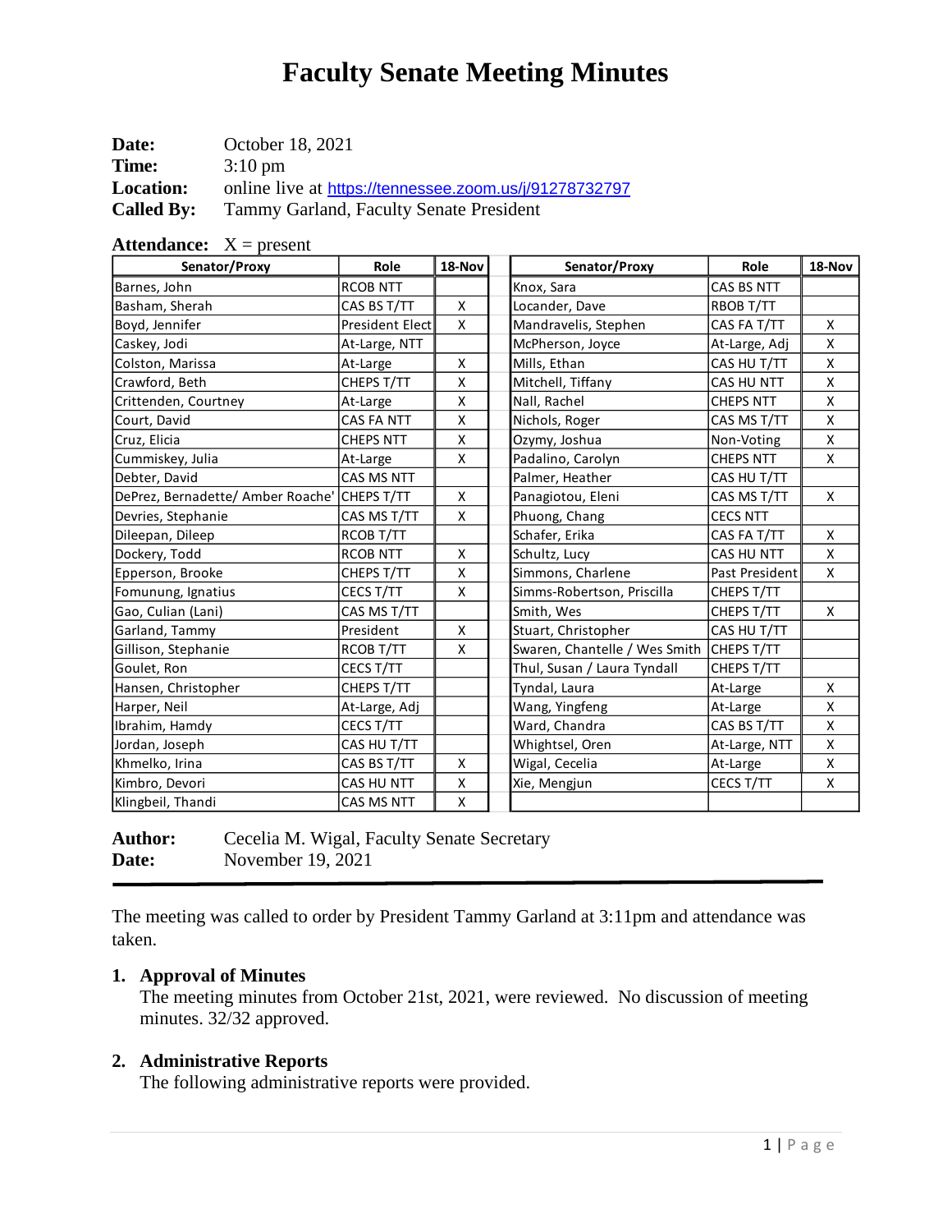# Faculty Senate Meeting Minutes

**Date:** October 18, 2021
**Time:** 3:10 pm
**Location:** online live at https://tennessee.zoom.us/j/91278732797
**Called By:** Tammy Garland, Faculty Senate President

**Attendance:** X = present

| Senator/Proxy | Role | 18-Nov | Senator/Proxy | Role | 18-Nov |
|---|---|---|---|---|---|
| Barnes, John | RCOB NTT | | Knox, Sara | CAS BS NTT | |
| Basham, Sherah | CAS BS T/TT | X | Locander, Dave | RBOB T/TT | |
| Boyd, Jennifer | President Elect | X | Mandravelis, Stephen | CAS FA T/TT | X |
| Caskey, Jodi | At-Large, NTT | | McPherson, Joyce | At-Large, Adj | X |
| Colston, Marissa | At-Large | X | Mills, Ethan | CAS HU T/TT | X |
| Crawford, Beth | CHEPS T/TT | X | Mitchell, Tiffany | CAS HU NTT | X |
| Crittenden, Courtney | At-Large | X | Nall, Rachel | CHEPS NTT | X |
| Court, David | CAS FA NTT | X | Nichols, Roger | CAS MS T/TT | X |
| Cruz, Elicia | CHEPS NTT | X | Ozymy, Joshua | Non-Voting | X |
| Cummiskey, Julia | At-Large | X | Padalino, Carolyn | CHEPS NTT | X |
| Debter, David | CAS MS NTT | | Palmer, Heather | CAS HU T/TT | |
| DePrez, Bernadette/ Amber Roache' | CHEPS T/TT | X | Panagiotou, Eleni | CAS MS T/TT | X |
| Devries, Stephanie | CAS MS T/TT | X | Phuong, Chang | CECS NTT | |
| Dileepan, Dileep | RCOB T/TT | | Schafer, Erika | CAS FA T/TT | X |
| Dockery, Todd | RCOB NTT | X | Schultz, Lucy | CAS HU NTT | X |
| Epperson, Brooke | CHEPS T/TT | X | Simmons, Charlene | Past President | X |
| Fomunung, Ignatius | CECS T/TT | X | Simms-Robertson, Priscilla | CHEPS T/TT | |
| Gao, Culian (Lani) | CAS MS T/TT | | Smith, Wes | CHEPS T/TT | X |
| Garland, Tammy | President | X | Stuart, Christopher | CAS HU T/TT | |
| Gillison, Stephanie | RCOB T/TT | X | Swaren, Chantelle / Wes Smith | CHEPS T/TT | |
| Goulet, Ron | CECS T/TT | | Thul, Susan / Laura Tyndall | CHEPS T/TT | |
| Hansen, Christopher | CHEPS T/TT | | Tyndal, Laura | At-Large | X |
| Harper, Neil | At-Large, Adj | | Wang, Yingfeng | At-Large | X |
| Ibrahim, Hamdy | CECS T/TT | | Ward, Chandra | CAS BS T/TT | X |
| Jordan, Joseph | CAS HU T/TT | | Whightsel, Oren | At-Large, NTT | X |
| Khmelko, Irina | CAS BS T/TT | X | Wigal, Cecelia | At-Large | X |
| Kimbro, Devori | CAS HU NTT | X | Xie, Mengjun | CECS T/TT | X |
| Klingbeil, Thandi | CAS MS NTT | X | | | |

**Author:** Cecelia M. Wigal, Faculty Senate Secretary
**Date:** November 19, 2021

---

The meeting was called to order by President Tammy Garland at 3:11pm and attendance was taken.

1. **Approval of Minutes**
   The meeting minutes from October 21st, 2021, were reviewed. No discussion of meeting minutes. 32/32 approved.

2. **Administrative Reports**
   The following administrative reports were provided.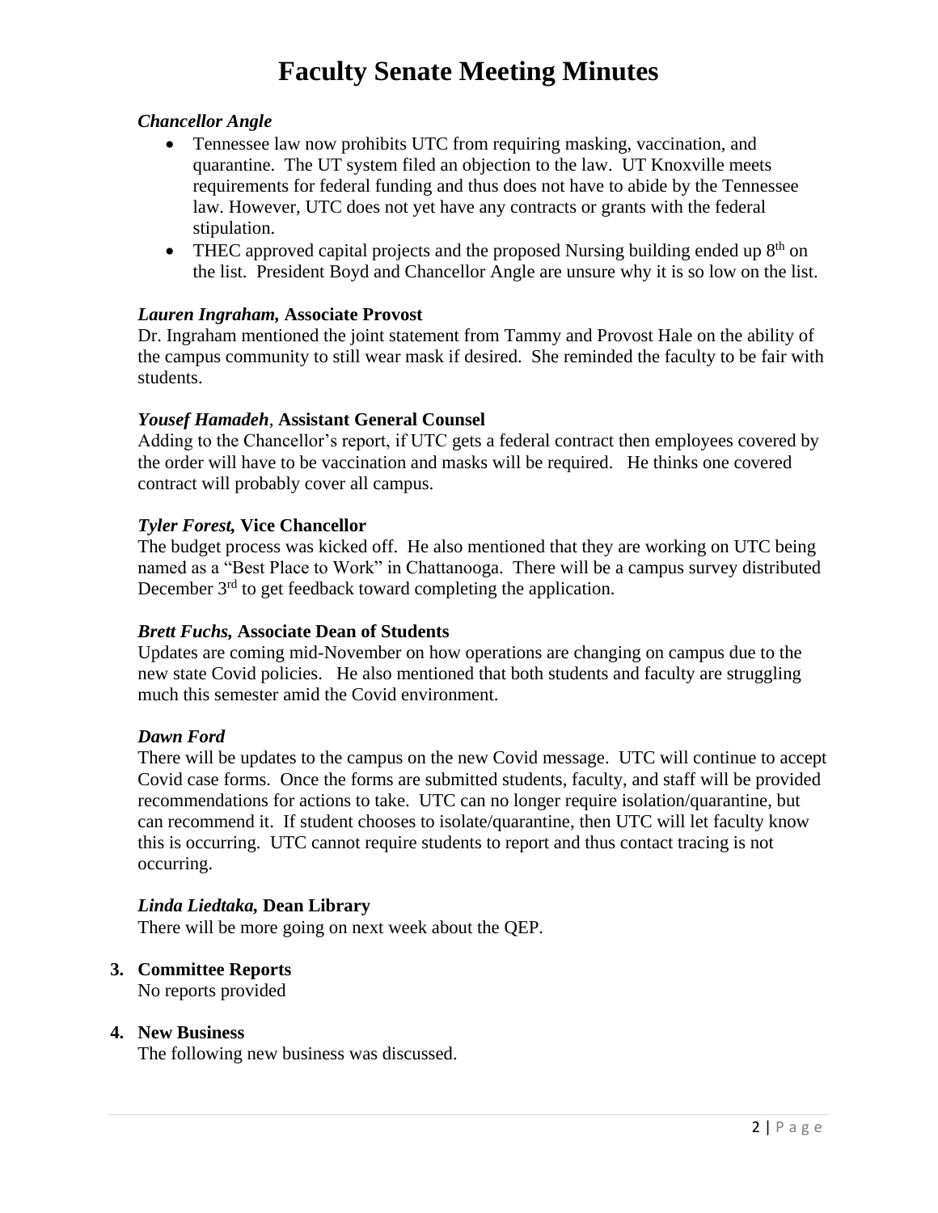# Faculty Senate Meeting Minutes

***Chancellor Angle***

- Tennessee law now prohibits UTC from requiring masking, vaccination, and quarantine. The UT system filed an objection to the law. UT Knoxville meets requirements for federal funding and thus does not have to abide by the Tennessee law. However, UTC does not yet have any contracts or grants with the federal stipulation.
- THEC approved capital projects and the proposed Nursing building ended up 8th on the list. President Boyd and Chancellor Angle are unsure why it is so low on the list.

***Lauren Ingraham,* Associate Provost**

Dr. Ingraham mentioned the joint statement from Tammy and Provost Hale on the ability of the campus community to still wear mask if desired. She reminded the faculty to be fair with students.

***Yousef Hamadeh*, Assistant General Counsel**

Adding to the Chancellor's report, if UTC gets a federal contract then employees covered by the order will have to be vaccination and masks will be required. He thinks one covered contract will probably cover all campus.

***Tyler Forest,* Vice Chancellor**

The budget process was kicked off. He also mentioned that they are working on UTC being named as a "Best Place to Work" in Chattanooga. There will be a campus survey distributed December 3rd to get feedback toward completing the application.

***Brett Fuchs,* Associate Dean of Students**

Updates are coming mid-November on how operations are changing on campus due to the new state Covid policies. He also mentioned that both students and faculty are struggling much this semester amid the Covid environment.

***Dawn Ford***

There will be updates to the campus on the new Covid message. UTC will continue to accept Covid case forms. Once the forms are submitted students, faculty, and staff will be provided recommendations for actions to take. UTC can no longer require isolation/quarantine, but can recommend it. If student chooses to isolate/quarantine, then UTC will let faculty know this is occurring. UTC cannot require students to report and thus contact tracing is not occurring.

***Linda Liedtaka,* Dean Library**

There will be more going on next week about the QEP.

3. **Committee Reports**

   No reports provided

4. **New Business**

   The following new business was discussed.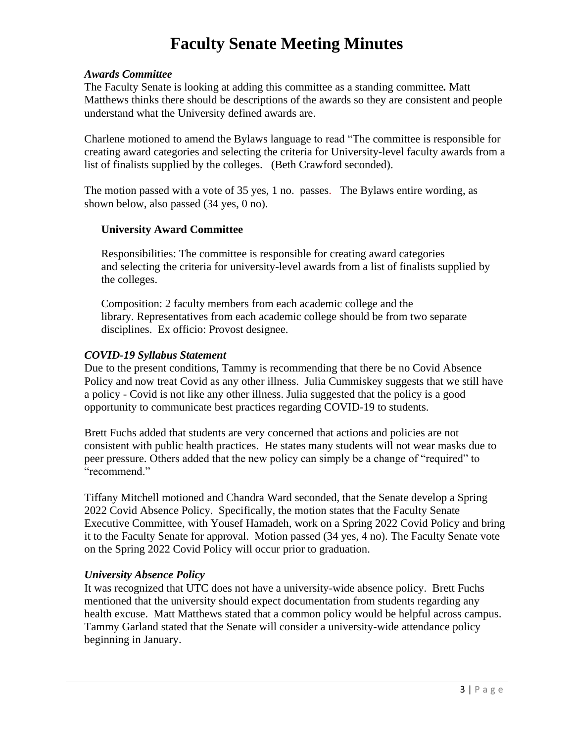# Faculty Senate Meeting Minutes

***Awards Committee***

The Faculty Senate is looking at adding this committee as a standing committee**.** Matt Matthews thinks there should be descriptions of the awards so they are consistent and people understand what the University defined awards are.

Charlene motioned to amend the Bylaws language to read "The committee is responsible for creating award categories and selecting the criteria for University-level faculty awards from a list of finalists supplied by the colleges. (Beth Crawford seconded).

The motion passed with a vote of 35 yes, 1 no. passes. The Bylaws entire wording, as shown below, also passed (34 yes, 0 no).

> **University Award Committee**
>
> Responsibilities: The committee is responsible for creating award categories and selecting the criteria for university-level awards from a list of finalists supplied by the colleges.
>
> Composition: 2 faculty members from each academic college and the library. Representatives from each academic college should be from two separate disciplines. Ex officio: Provost designee.

***COVID-19 Syllabus Statement***

Due to the present conditions, Tammy is recommending that there be no Covid Absence Policy and now treat Covid as any other illness. Julia Cummiskey suggests that we still have a policy - Covid is not like any other illness. Julia suggested that the policy is a good opportunity to communicate best practices regarding COVID-19 to students.

Brett Fuchs added that students are very concerned that actions and policies are not consistent with public health practices. He states many students will not wear masks due to peer pressure. Others added that the new policy can simply be a change of "required" to "recommend."

Tiffany Mitchell motioned and Chandra Ward seconded, that the Senate develop a Spring 2022 Covid Absence Policy. Specifically, the motion states that the Faculty Senate Executive Committee, with Yousef Hamadeh, work on a Spring 2022 Covid Policy and bring it to the Faculty Senate for approval. Motion passed (34 yes, 4 no). The Faculty Senate vote on the Spring 2022 Covid Policy will occur prior to graduation.

***University Absence Policy***

It was recognized that UTC does not have a university-wide absence policy. Brett Fuchs mentioned that the university should expect documentation from students regarding any health excuse. Matt Matthews stated that a common policy would be helpful across campus. Tammy Garland stated that the Senate will consider a university-wide attendance policy beginning in January.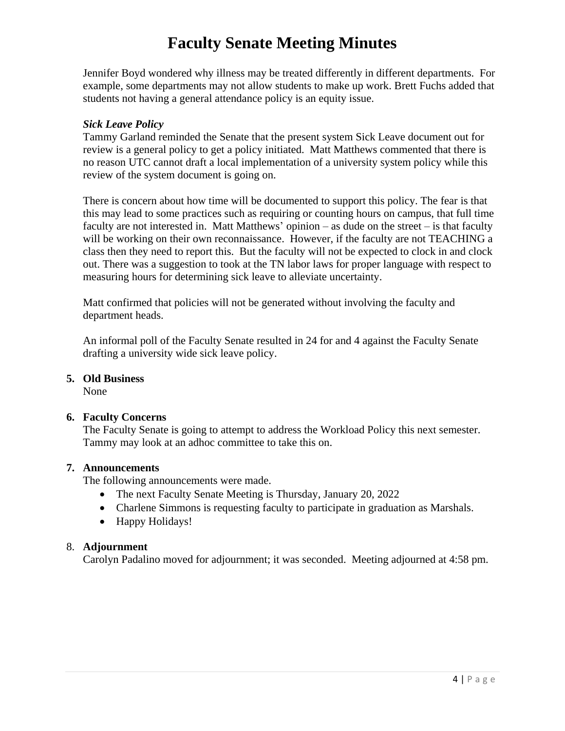# Faculty Senate Meeting Minutes

Jennifer Boyd wondered why illness may be treated differently in different departments. For example, some departments may not allow students to make up work. Brett Fuchs added that students not having a general attendance policy is an equity issue.

***Sick Leave Policy***

Tammy Garland reminded the Senate that the present system Sick Leave document out for review is a general policy to get a policy initiated. Matt Matthews commented that there is no reason UTC cannot draft a local implementation of a university system policy while this review of the system document is going on.

There is concern about how time will be documented to support this policy. The fear is that this may lead to some practices such as requiring or counting hours on campus, that full time faculty are not interested in. Matt Matthews' opinion – as dude on the street – is that faculty will be working on their own reconnaissance. However, if the faculty are not TEACHING a class then they need to report this. But the faculty will not be expected to clock in and clock out. There was a suggestion to took at the TN labor laws for proper language with respect to measuring hours for determining sick leave to alleviate uncertainty.

Matt confirmed that policies will not be generated without involving the faculty and department heads.

An informal poll of the Faculty Senate resulted in 24 for and 4 against the Faculty Senate drafting a university wide sick leave policy.

5. **Old Business**

   None

6. **Faculty Concerns**

   The Faculty Senate is going to attempt to address the Workload Policy this next semester. Tammy may look at an adhoc committee to take this on.

7. **Announcements**

   The following announcements were made.

   - The next Faculty Senate Meeting is Thursday, January 20, 2022
   - Charlene Simmons is requesting faculty to participate in graduation as Marshals.
   - Happy Holidays!

8. **Adjournment**

   Carolyn Padalino moved for adjournment; it was seconded. Meeting adjourned at 4:58 pm.